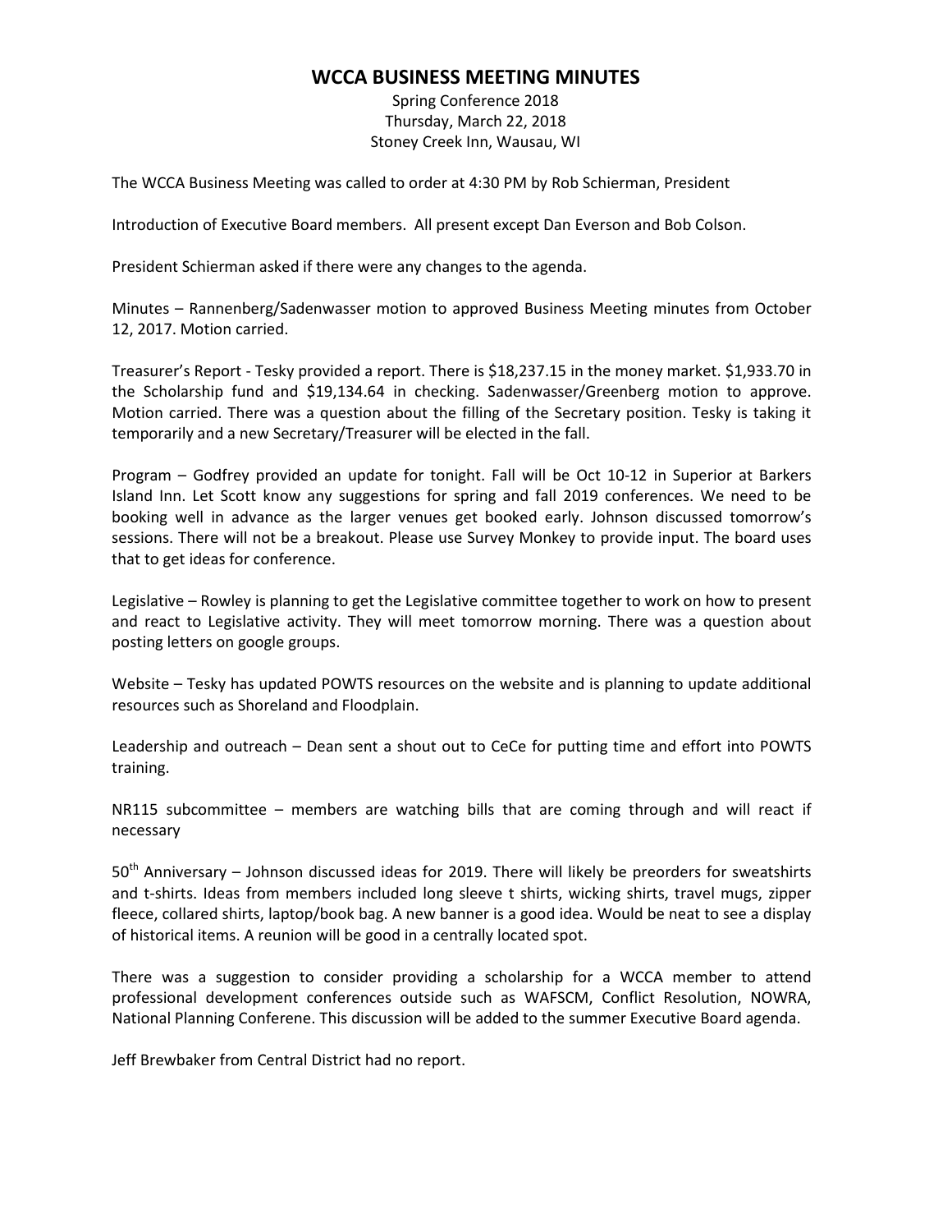# WCCA BUSINESS MEETING MINUTES

Spring Conference 2018
Thursday, March 22, 2018
Stoney Creek Inn, Wausau, WI

The WCCA Business Meeting was called to order at 4:30 PM by Rob Schierman, President

Introduction of Executive Board members. All present except Dan Everson and Bob Colson.

President Schierman asked if there were any changes to the agenda.

Minutes – Rannenberg/Sadenwasser motion to approved Business Meeting minutes from October 12, 2017. Motion carried.

Treasurer's Report - Tesky provided a report. There is $18,237.15 in the money market. $1,933.70 in the Scholarship fund and $19,134.64 in checking. Sadenwasser/Greenberg motion to approve. Motion carried. There was a question about the filling of the Secretary position. Tesky is taking it temporarily and a new Secretary/Treasurer will be elected in the fall.

Program – Godfrey provided an update for tonight. Fall will be Oct 10-12 in Superior at Barkers Island Inn. Let Scott know any suggestions for spring and fall 2019 conferences. We need to be booking well in advance as the larger venues get booked early. Johnson discussed tomorrow's sessions. There will not be a breakout. Please use Survey Monkey to provide input. The board uses that to get ideas for conference.

Legislative – Rowley is planning to get the Legislative committee together to work on how to present and react to Legislative activity. They will meet tomorrow morning. There was a question about posting letters on google groups.

Website – Tesky has updated POWTS resources on the website and is planning to update additional resources such as Shoreland and Floodplain.

Leadership and outreach – Dean sent a shout out to CeCe for putting time and effort into POWTS training.

NR115 subcommittee – members are watching bills that are coming through and will react if necessary

50th Anniversary – Johnson discussed ideas for 2019. There will likely be preorders for sweatshirts and t-shirts. Ideas from members included long sleeve t shirts, wicking shirts, travel mugs, zipper fleece, collared shirts, laptop/book bag. A new banner is a good idea. Would be neat to see a display of historical items. A reunion will be good in a centrally located spot.

There was a suggestion to consider providing a scholarship for a WCCA member to attend professional development conferences outside such as WAFSCM, Conflict Resolution, NOWRA, National Planning Conferene. This discussion will be added to the summer Executive Board agenda.

Jeff Brewbaker from Central District had no report.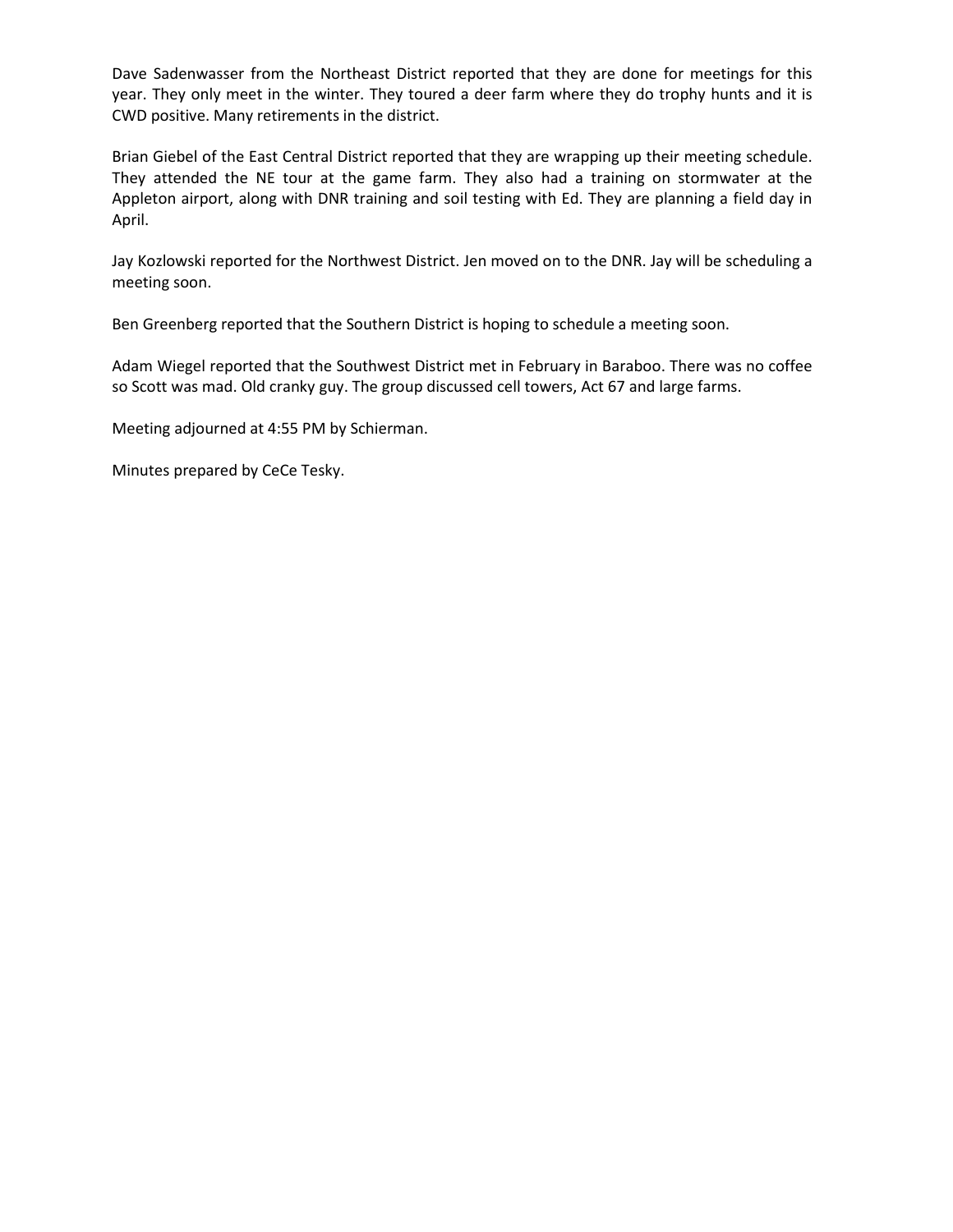Dave Sadenwasser from the Northeast District reported that they are done for meetings for this year. They only meet in the winter. They toured a deer farm where they do trophy hunts and it is CWD positive. Many retirements in the district.

Brian Giebel of the East Central District reported that they are wrapping up their meeting schedule. They attended the NE tour at the game farm. They also had a training on stormwater at the Appleton airport, along with DNR training and soil testing with Ed. They are planning a field day in April.

Jay Kozlowski reported for the Northwest District. Jen moved on to the DNR. Jay will be scheduling a meeting soon.

Ben Greenberg reported that the Southern District is hoping to schedule a meeting soon.

Adam Wiegel reported that the Southwest District met in February in Baraboo. There was no coffee so Scott was mad. Old cranky guy. The group discussed cell towers, Act 67 and large farms.

Meeting adjourned at 4:55 PM by Schierman.

Minutes prepared by CeCe Tesky.